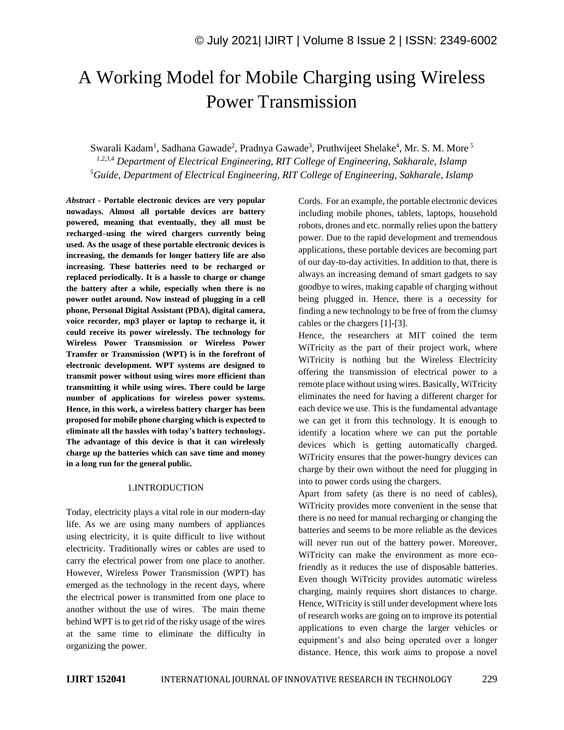# A Working Model for Mobile Charging using Wireless Power Transmission

Swarali Kadam[1], Sadhana Gawade[2], Pradnya Gawade[3], Pruthvijeet Shelake[4], Mr. S. M. More[5]

*[1,2,3,4] Department of Electrical Engineering, RIT College of Engineering, Sakharale, Islamp*

*[5]Guide, Department of Electrical Engineering, RIT College of Engineering, Sakharale, Islamp*

***Abstract* - Portable electronic devices are very popular nowadays. Almost all portable devices are battery powered, meaning that eventually, they all must be recharged–using the wired chargers currently being used. As the usage of these portable electronic devices is increasing, the demands for longer battery life are also increasing. These batteries need to be recharged or replaced periodically. It is a hassle to charge or change the battery after a while, especially when there is no power outlet around. Now instead of plugging in a cell phone, Personal Digital Assistant (PDA), digital camera, voice recorder, mp3 player or laptop to recharge it, it could receive its power wirelessly. The technology for Wireless Power Transmission or Wireless Power Transfer or Transmission (WPT) is in the forefront of electronic development. WPT systems are designed to transmit power without using wires more efficient than transmitting it while using wires. There could be large number of applications for wireless power systems. Hence, in this work, a wireless battery charger has been proposed for mobile phone charging which is expected to eliminate all the hassles with today's battery technology. The advantage of this device is that it can wirelessly charge up the batteries which can save time and money in a long run for the general public.**

## 1.INTRODUCTION

Today, electricity plays a vital role in our modern-day life. As we are using many numbers of appliances using electricity, it is quite difficult to live without electricity. Traditionally wires or cables are used to carry the electrical power from one place to another. However, Wireless Power Transmission (WPT) has emerged as the technology in the recent days, where the electrical power is transmitted from one place to another without the use of wires. The main theme behind WPT is to get rid of the risky usage of the wires at the same time to eliminate the difficulty in organizing the power. Cords. For an example, the portable electronic devices including mobile phones, tablets, laptops, household robots, drones and etc. normally relies upon the battery power. Due to the rapid development and tremendous applications, these portable devices are becoming part of our day-to-day activities. In addition to that, there is always an increasing demand of smart gadgets to say goodbye to wires, making capable of charging without being plugged in. Hence, there is a necessity for finding a new technology to be free of from the clumsy cables or the chargers [1]-[3].

Hence, the researchers at MIT coined the term WiTricity as the part of their project work, where WiTricity is nothing but the Wireless Electricity offering the transmission of electrical power to a remote place without using wires. Basically, WiTricity eliminates the need for having a different charger for each device we use. This is the fundamental advantage we can get it from this technology. It is enough to identify a location where we can put the portable devices which is getting automatically charged. WiTricity ensures that the power-hungry devices can charge by their own without the need for plugging in into to power cords using the chargers.

Apart from safety (as there is no need of cables), WiTricity provides more convenient in the sense that there is no need for manual recharging or changing the batteries and seems to be more reliable as the devices will never run out of the battery power. Moreover, WiTricity can make the environment as more eco-friendly as it reduces the use of disposable batteries. Even though WiTricity provides automatic wireless charging, mainly requires short distances to charge. Hence, WiTricity is still under development where lots of research works are going on to improve its potential applications to even charge the larger vehicles or equipment's and also being operated over a longer distance. Hence, this work aims to propose a novel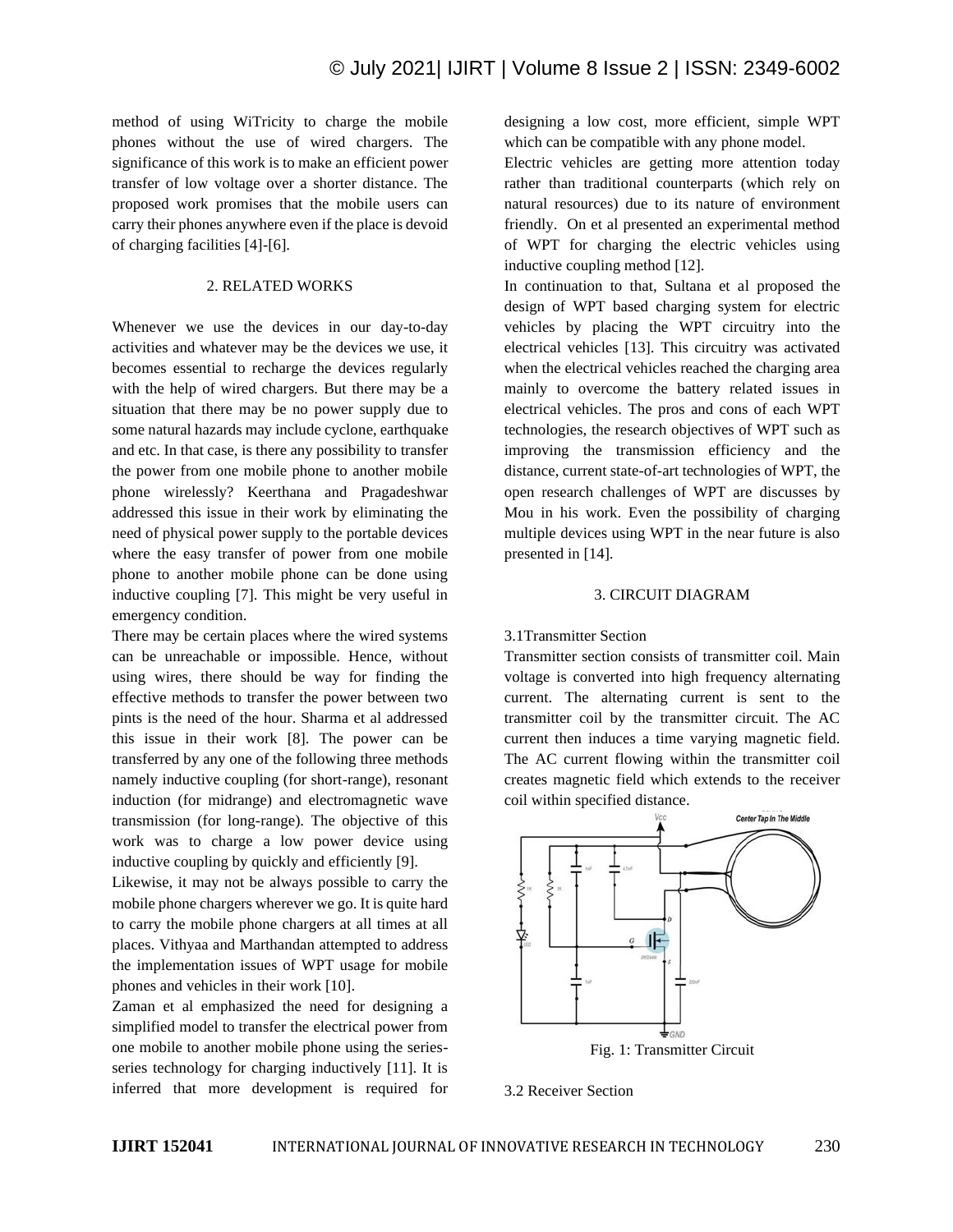method of using WiTricity to charge the mobile phones without the use of wired chargers. The significance of this work is to make an efficient power transfer of low voltage over a shorter distance. The proposed work promises that the mobile users can carry their phones anywhere even if the place is devoid of charging facilities [4]-[6].

## 2. RELATED WORKS

Whenever we use the devices in our day-to-day activities and whatever may be the devices we use, it becomes essential to recharge the devices regularly with the help of wired chargers. But there may be a situation that there may be no power supply due to some natural hazards may include cyclone, earthquake and etc. In that case, is there any possibility to transfer the power from one mobile phone to another mobile phone wirelessly? Keerthana and Pragadeshwar addressed this issue in their work by eliminating the need of physical power supply to the portable devices where the easy transfer of power from one mobile phone to another mobile phone can be done using inductive coupling [7]. This might be very useful in emergency condition.

There may be certain places where the wired systems can be unreachable or impossible. Hence, without using wires, there should be way for finding the effective methods to transfer the power between two pints is the need of the hour. Sharma et al addressed this issue in their work [8]. The power can be transferred by any one of the following three methods namely inductive coupling (for short-range), resonant induction (for midrange) and electromagnetic wave transmission (for long-range). The objective of this work was to charge a low power device using inductive coupling by quickly and efficiently [9].

Likewise, it may not be always possible to carry the mobile phone chargers wherever we go. It is quite hard to carry the mobile phone chargers at all times at all places. Vithyaa and Marthandan attempted to address the implementation issues of WPT usage for mobile phones and vehicles in their work [10].

Zaman et al emphasized the need for designing a simplified model to transfer the electrical power from one mobile to another mobile phone using the series-series technology for charging inductively [11]. It is inferred that more development is required for designing a low cost, more efficient, simple WPT which can be compatible with any phone model.

Electric vehicles are getting more attention today rather than traditional counterparts (which rely on natural resources) due to its nature of environment friendly. On et al presented an experimental method of WPT for charging the electric vehicles using inductive coupling method [12].

In continuation to that, Sultana et al proposed the design of WPT based charging system for electric vehicles by placing the WPT circuitry into the electrical vehicles [13]. This circuitry was activated when the electrical vehicles reached the charging area mainly to overcome the battery related issues in electrical vehicles. The pros and cons of each WPT technologies, the research objectives of WPT such as improving the transmission efficiency and the distance, current state-of-art technologies of WPT, the open research challenges of WPT are discusses by Mou in his work. Even the possibility of charging multiple devices using WPT in the near future is also presented in [14].

## 3. CIRCUIT DIAGRAM

### 3.1Transmitter Section

Transmitter section consists of transmitter coil. Main voltage is converted into high frequency alternating current. The alternating current is sent to the transmitter coil by the transmitter circuit. The AC current then induces a time varying magnetic field. The AC current flowing within the transmitter coil creates magnetic field which extends to the receiver coil within specified distance.

Fig. 1: Transmitter Circuit

### 3.2 Receiver Section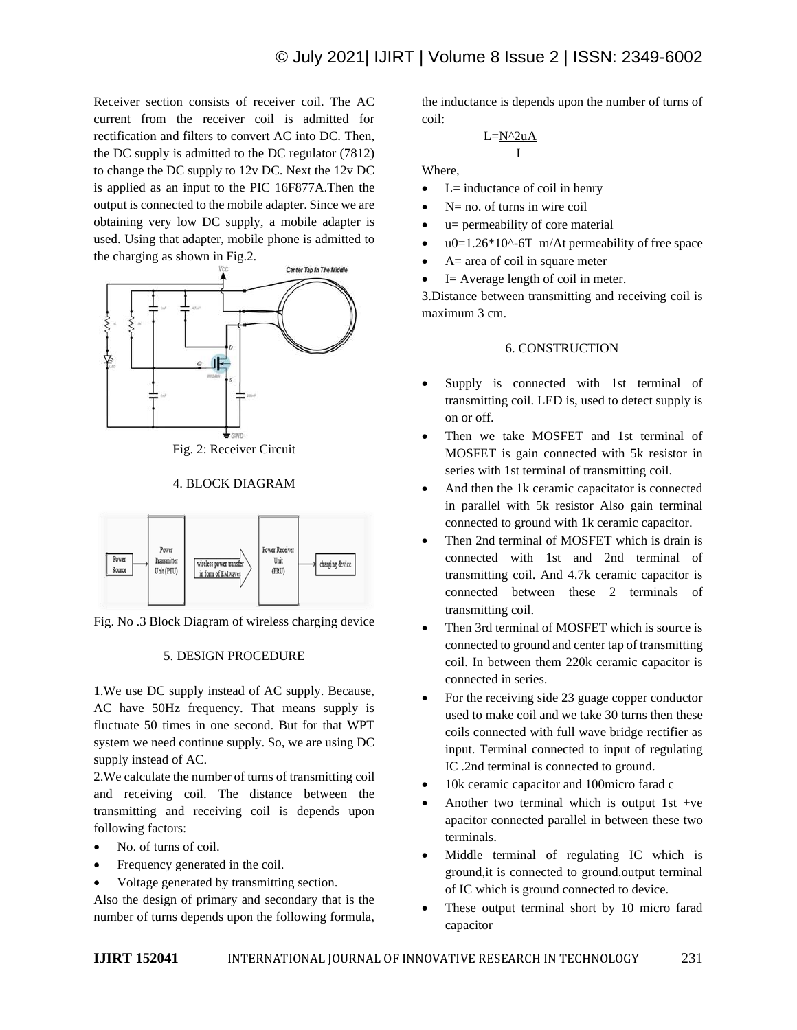Receiver section consists of receiver coil. The AC current from the receiver coil is admitted for rectification and filters to convert AC into DC. Then, the DC supply is admitted to the DC regulator (7812) to change the DC supply to 12v DC. Next the 12v DC is applied as an input to the PIC 16F877A.Then the output is connected to the mobile adapter. Since we are obtaining very low DC supply, a mobile adapter is used. Using that adapter, mobile phone is admitted to the charging as shown in Fig.2.

Fig. 2: Receiver Circuit

## 4. BLOCK DIAGRAM

Fig. No .3 Block Diagram of wireless charging device

## 5. DESIGN PROCEDURE

1.We use DC supply instead of AC supply. Because, AC have 50Hz frequency. That means supply is fluctuate 50 times in one second. But for that WPT system we need continue supply. So, we are using DC supply instead of AC.

2.We calculate the number of turns of transmitting coil and receiving coil. The distance between the transmitting and receiving coil is depends upon following factors:

- No. of turns of coil.
- Frequency generated in the coil.
- Voltage generated by transmitting section.

Also the design of primary and secondary that is the number of turns depends upon the following formula, the inductance is depends upon the number of turns of coil:

$$L = \frac{N^2 uA}{I}$$

Where,

- L= inductance of coil in henry
- N= no. of turns in wire coil
- u= permeability of core material
- $u_0 = 1.26 \times 10^{-6}$ T–m/At permeability of free space
- A= area of coil in square meter
- I= Average length of coil in meter.

3.Distance between transmitting and receiving coil is maximum 3 cm.

## 6. CONSTRUCTION

- Supply is connected with 1st terminal of transmitting coil. LED is, used to detect supply is on or off.
- Then we take MOSFET and 1st terminal of MOSFET is gain connected with 5k resistor in series with 1st terminal of transmitting coil.
- And then the 1k ceramic capacitator is connected in parallel with 5k resistor Also gain terminal connected to ground with 1k ceramic capacitor.
- Then 2nd terminal of MOSFET which is drain is connected with 1st and 2nd terminal of transmitting coil. And 4.7k ceramic capacitor is connected between these 2 terminals of transmitting coil.
- Then 3rd terminal of MOSFET which is source is connected to ground and center tap of transmitting coil. In between them 220k ceramic capacitor is connected in series.
- For the receiving side 23 guage copper conductor used to make coil and we take 30 turns then these coils connected with full wave bridge rectifier as input. Terminal connected to input of regulating IC .2nd terminal is connected to ground.
- 10k ceramic capacitor and 100micro farad c
- Another two terminal which is output 1st +ve apacitor connected parallel in between these two terminals.
- Middle terminal of regulating IC which is ground,it is connected to ground.output terminal of IC which is ground connected to device.
- These output terminal short by 10 micro farad capacitor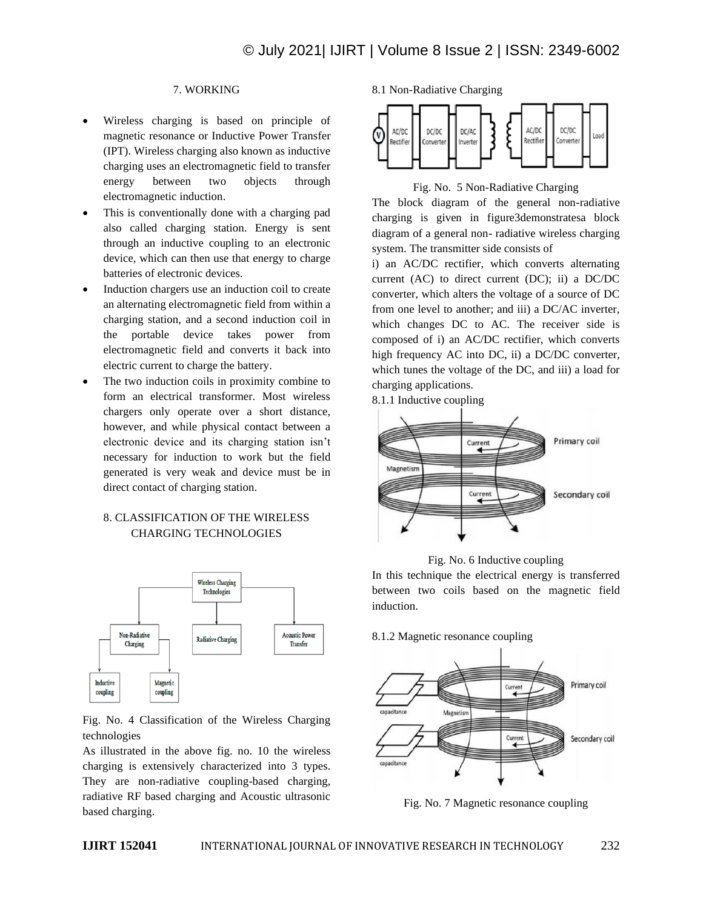## 7. WORKING

- Wireless charging is based on principle of magnetic resonance or Inductive Power Transfer (IPT). Wireless charging also known as inductive charging uses an electromagnetic field to transfer energy between two objects through electromagnetic induction.
- This is conventionally done with a charging pad also called charging station. Energy is sent through an inductive coupling to an electronic device, which can then use that energy to charge batteries of electronic devices.
- Induction chargers use an induction coil to create an alternating electromagnetic field from within a charging station, and a second induction coil in the portable device takes power from electromagnetic field and converts it back into electric current to charge the battery.
- The two induction coils in proximity combine to form an electrical transformer. Most wireless chargers only operate over a short distance, however, and while physical contact between a electronic device and its charging station isn't necessary for induction to work but the field generated is very weak and device must be in direct contact of charging station.

## 8. CLASSIFICATION OF THE WIRELESS CHARGING TECHNOLOGIES

Fig. No. 4 Classification of the Wireless Charging technologies

As illustrated in the above fig. no. 10 the wireless charging is extensively characterized into 3 types. They are non-radiative coupling-based charging, radiative RF based charging and Acoustic ultrasonic based charging.

### 8.1 Non-Radiative Charging

Fig. No. 5 Non-Radiative Charging

The block diagram of the general non-radiative charging is given in figure3demonstratesa block diagram of a general non- radiative wireless charging system. The transmitter side consists of

i) an AC/DC rectifier, which converts alternating current (AC) to direct current (DC); ii) a DC/DC converter, which alters the voltage of a source of DC from one level to another; and iii) a DC/AC inverter, which changes DC to AC. The receiver side is composed of i) an AC/DC rectifier, which converts high frequency AC into DC, ii) a DC/DC converter, which tunes the voltage of the DC, and iii) a load for charging applications.

#### 8.1.1 Inductive coupling

Fig. No. 6 Inductive coupling

In this technique the electrical energy is transferred between two coils based on the magnetic field induction.

#### 8.1.2 Magnetic resonance coupling

Fig. No. 7 Magnetic resonance coupling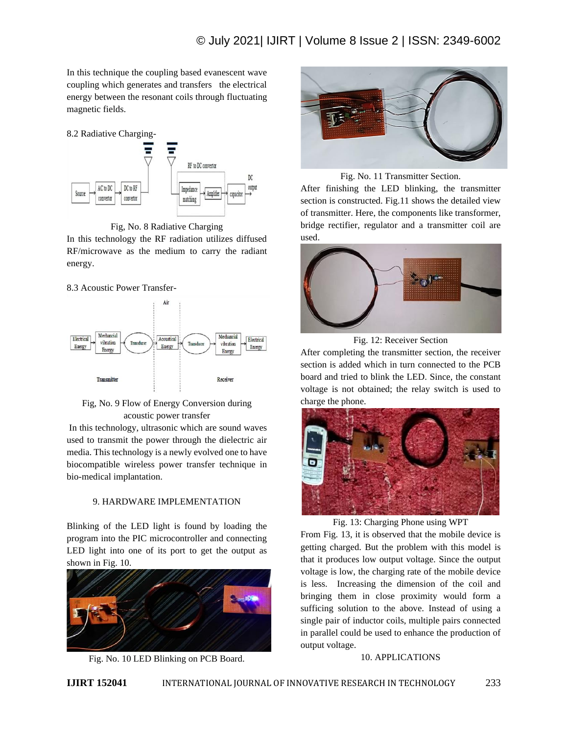In this technique the coupling based evanescent wave coupling which generates and transfers the electrical energy between the resonant coils through fluctuating magnetic fields.

8.2 Radiative Charging-

Fig, No. 8 Radiative Charging

In this technology the RF radiation utilizes diffused RF/microwave as the medium to carry the radiant energy.

8.3 Acoustic Power Transfer-

Fig, No. 9 Flow of Energy Conversion during acoustic power transfer

In this technology, ultrasonic which are sound waves used to transmit the power through the dielectric air media. This technology is a newly evolved one to have biocompatible wireless power transfer technique in bio-medical implantation.

## 9. HARDWARE IMPLEMENTATION

Blinking of the LED light is found by loading the program into the PIC microcontroller and connecting LED light into one of its port to get the output as shown in Fig. 10.

Fig. No. 10 LED Blinking on PCB Board.

Fig. No. 11 Transmitter Section.

After finishing the LED blinking, the transmitter section is constructed. Fig.11 shows the detailed view of transmitter. Here, the components like transformer, bridge rectifier, regulator and a transmitter coil are used.

Fig. 12: Receiver Section

After completing the transmitter section, the receiver section is added which in turn connected to the PCB board and tried to blink the LED. Since, the constant voltage is not obtained; the relay switch is used to charge the phone.

Fig. 13: Charging Phone using WPT

From Fig. 13, it is observed that the mobile device is getting charged. But the problem with this model is that it produces low output voltage. Since the output voltage is low, the charging rate of the mobile device is less. Increasing the dimension of the coil and bringing them in close proximity would form a sufficing solution to the above. Instead of using a single pair of inductor coils, multiple pairs connected in parallel could be used to enhance the production of output voltage.

## 10. APPLICATIONS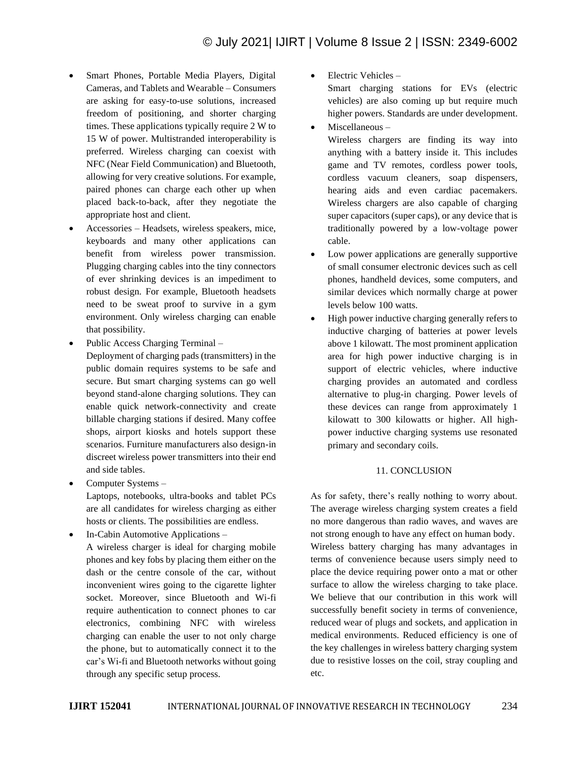- Smart Phones, Portable Media Players, Digital Cameras, and Tablets and Wearable – Consumers are asking for easy-to-use solutions, increased freedom of positioning, and shorter charging times. These applications typically require 2 W to 15 W of power. Multistranded interoperability is preferred. Wireless charging can coexist with NFC (Near Field Communication) and Bluetooth, allowing for very creative solutions. For example, paired phones can charge each other up when placed back-to-back, after they negotiate the appropriate host and client.
- Accessories – Headsets, wireless speakers, mice, keyboards and many other applications can benefit from wireless power transmission. Plugging charging cables into the tiny connectors of ever shrinking devices is an impediment to robust design. For example, Bluetooth headsets need to be sweat proof to survive in a gym environment. Only wireless charging can enable that possibility.
- Public Access Charging Terminal –
  Deployment of charging pads (transmitters) in the public domain requires systems to be safe and secure. But smart charging systems can go well beyond stand-alone charging solutions. They can enable quick network-connectivity and create billable charging stations if desired. Many coffee shops, airport kiosks and hotels support these scenarios. Furniture manufacturers also design-in discreet wireless power transmitters into their end and side tables.
- Computer Systems –
  Laptops, notebooks, ultra-books and tablet PCs are all candidates for wireless charging as either hosts or clients. The possibilities are endless.
- In-Cabin Automotive Applications –
  A wireless charger is ideal for charging mobile phones and key fobs by placing them either on the dash or the centre console of the car, without inconvenient wires going to the cigarette lighter socket. Moreover, since Bluetooth and Wi-fi require authentication to connect phones to car electronics, combining NFC with wireless charging can enable the user to not only charge the phone, but to automatically connect it to the car's Wi-fi and Bluetooth networks without going through any specific setup process.
- Electric Vehicles –
  Smart charging stations for EVs (electric vehicles) are also coming up but require much higher powers. Standards are under development.
- Miscellaneous –
  Wireless chargers are finding its way into anything with a battery inside it. This includes game and TV remotes, cordless power tools, cordless vacuum cleaners, soap dispensers, hearing aids and even cardiac pacemakers. Wireless chargers are also capable of charging super capacitors (super caps), or any device that is traditionally powered by a low-voltage power cable.
- Low power applications are generally supportive of small consumer electronic devices such as cell phones, handheld devices, some computers, and similar devices which normally charge at power levels below 100 watts.
- High power inductive charging generally refers to inductive charging of batteries at power levels above 1 kilowatt. The most prominent application area for high power inductive charging is in support of electric vehicles, where inductive charging provides an automated and cordless alternative to plug-in charging. Power levels of these devices can range from approximately 1 kilowatt to 300 kilowatts or higher. All high-power inductive charging systems use resonated primary and secondary coils.

## 11. CONCLUSION

As for safety, there's really nothing to worry about. The average wireless charging system creates a field no more dangerous than radio waves, and waves are not strong enough to have any effect on human body. Wireless battery charging has many advantages in terms of convenience because users simply need to place the device requiring power onto a mat or other surface to allow the wireless charging to take place. We believe that our contribution in this work will successfully benefit society in terms of convenience, reduced wear of plugs and sockets, and application in medical environments. Reduced efficiency is one of the key challenges in wireless battery charging system due to resistive losses on the coil, stray coupling and etc.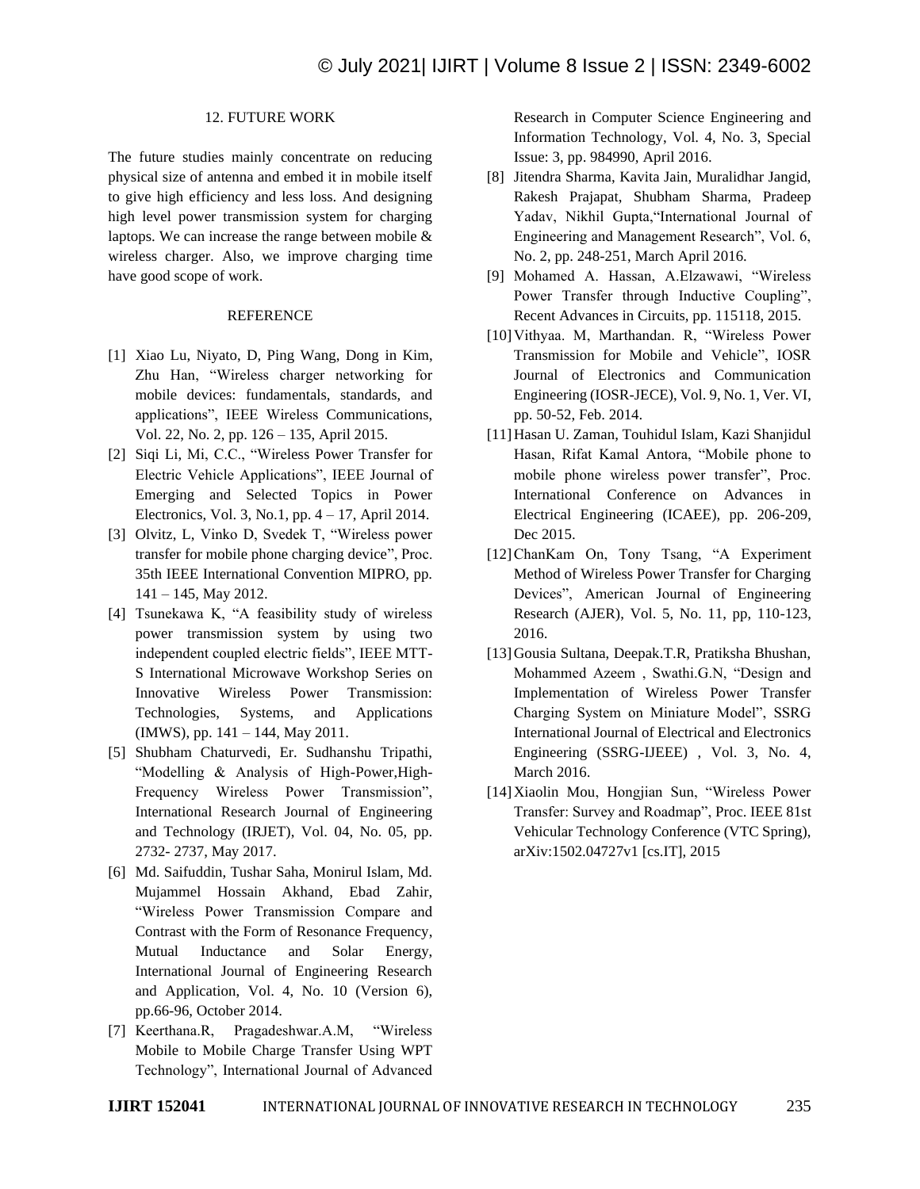## 12. FUTURE WORK

The future studies mainly concentrate on reducing physical size of antenna and embed it in mobile itself to give high efficiency and less loss. And designing high level power transmission system for charging laptops. We can increase the range between mobile & wireless charger. Also, we improve charging time have good scope of work.

## REFERENCE

[1] Xiao Lu, Niyato, D, Ping Wang, Dong in Kim, Zhu Han, "Wireless charger networking for mobile devices: fundamentals, standards, and applications", IEEE Wireless Communications, Vol. 22, No. 2, pp. 126 – 135, April 2015.

[2] Siqi Li, Mi, C.C., "Wireless Power Transfer for Electric Vehicle Applications", IEEE Journal of Emerging and Selected Topics in Power Electronics, Vol. 3, No.1, pp. 4 – 17, April 2014.

[3] Olvitz, L, Vinko D, Svedek T, "Wireless power transfer for mobile phone charging device", Proc. 35th IEEE International Convention MIPRO, pp. 141 – 145, May 2012.

[4] Tsunekawa K, "A feasibility study of wireless power transmission system by using two independent coupled electric fields", IEEE MTT-S International Microwave Workshop Series on Innovative Wireless Power Transmission: Technologies, Systems, and Applications (IMWS), pp. 141 – 144, May 2011.

[5] Shubham Chaturvedi, Er. Sudhanshu Tripathi, "Modelling & Analysis of High-Power,High-Frequency Wireless Power Transmission", International Research Journal of Engineering and Technology (IRJET), Vol. 04, No. 05, pp. 2732- 2737, May 2017.

[6] Md. Saifuddin, Tushar Saha, Monirul Islam, Md. Mujammel Hossain Akhand, Ebad Zahir, "Wireless Power Transmission Compare and Contrast with the Form of Resonance Frequency, Mutual Inductance and Solar Energy, International Journal of Engineering Research and Application, Vol. 4, No. 10 (Version 6), pp.66-96, October 2014.

[7] Keerthana.R, Pragadeshwar.A.M, "Wireless Mobile to Mobile Charge Transfer Using WPT Technology", International Journal of Advanced Research in Computer Science Engineering and Information Technology, Vol. 4, No. 3, Special Issue: 3, pp. 984990, April 2016.

[8] Jitendra Sharma, Kavita Jain, Muralidhar Jangid, Rakesh Prajapat, Shubham Sharma, Pradeep Yadav, Nikhil Gupta,"International Journal of Engineering and Management Research", Vol. 6, No. 2, pp. 248-251, March April 2016.

[9] Mohamed A. Hassan, A.Elzawawi, "Wireless Power Transfer through Inductive Coupling", Recent Advances in Circuits, pp. 115118, 2015.

[10] Vithyaa. M, Marthandan. R, "Wireless Power Transmission for Mobile and Vehicle", IOSR Journal of Electronics and Communication Engineering (IOSR-JECE), Vol. 9, No. 1, Ver. VI, pp. 50-52, Feb. 2014.

[11] Hasan U. Zaman, Touhidul Islam, Kazi Shanjidul Hasan, Rifat Kamal Antora, "Mobile phone to mobile phone wireless power transfer", Proc. International Conference on Advances in Electrical Engineering (ICAEE), pp. 206-209, Dec 2015.

[12] ChanKam On, Tony Tsang, "A Experiment Method of Wireless Power Transfer for Charging Devices", American Journal of Engineering Research (AJER), Vol. 5, No. 11, pp, 110-123, 2016.

[13] Gousia Sultana, Deepak.T.R, Pratiksha Bhushan, Mohammed Azeem , Swathi.G.N, "Design and Implementation of Wireless Power Transfer Charging System on Miniature Model", SSRG International Journal of Electrical and Electronics Engineering (SSRG-IJEEE) , Vol. 3, No. 4, March 2016.

[14] Xiaolin Mou, Hongjian Sun, "Wireless Power Transfer: Survey and Roadmap", Proc. IEEE 81st Vehicular Technology Conference (VTC Spring), arXiv:1502.04727v1 [cs.IT], 2015